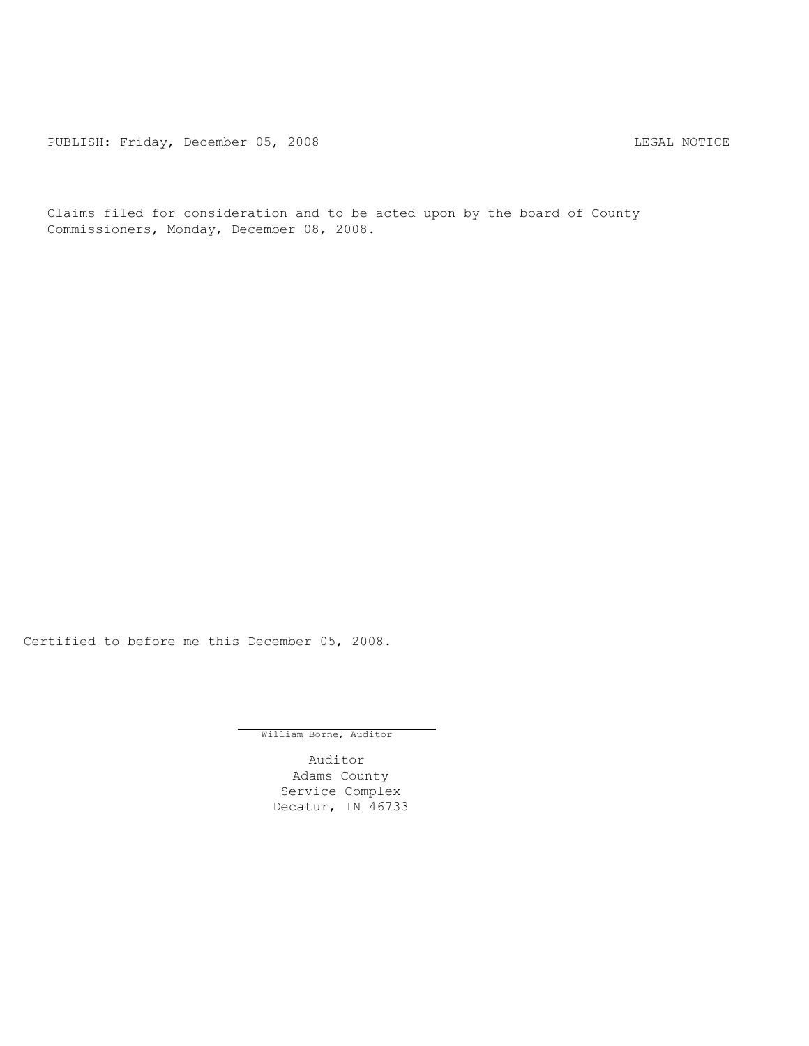PUBLISH: Friday, December 05, 2008 LEGAL NOTICE

Claims filed for consideration and to be acted upon by the board of County Commissioners, Monday, December 08, 2008.

Certified to before me this December 05, 2008.

William Borne, Auditor

Auditor
Adams County
Service Complex
Decatur, IN 46733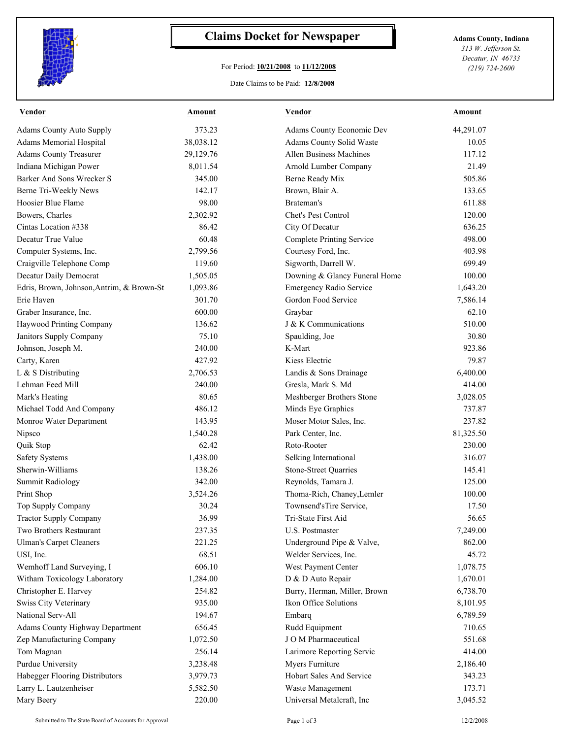# Claims Docket for Newspaper

For Period: **10/21/2008** to **11/12/2008**

Date Claims to be Paid: **12/8/2008**

**Adams County, Indiana**
*313 W. Jefferson St.*
*Decatur, IN 46733*
*(219) 724-2600*

| Vendor | Amount | Vendor | Amount |
|---|---|---|---|
| Adams County Auto Supply | 373.23 | Adams County Economic Dev | 44,291.07 |
| Adams Memorial Hospital | 38,038.12 | Adams County Solid Waste | 10.05 |
| Adams County Treasurer | 29,129.76 | Allen Business Machines | 117.12 |
| Indiana Michigan Power | 8,011.54 | Arnold Lumber Company | 21.49 |
| Barker And Sons Wrecker S | 345.00 | Berne Ready Mix | 505.86 |
| Berne Tri-Weekly News | 142.17 | Brown, Blair A. | 133.65 |
| Hoosier Blue Flame | 98.00 | Brateman's | 611.88 |
| Bowers, Charles | 2,302.92 | Chet's Pest Control | 120.00 |
| Cintas Location #338 | 86.42 | City Of Decatur | 636.25 |
| Decatur True Value | 60.48 | Complete Printing Service | 498.00 |
| Computer Systems, Inc. | 2,799.56 | Courtesy Ford, Inc. | 403.98 |
| Craigville Telephone Comp | 119.60 | Sigworth, Darrell W. | 699.49 |
| Decatur Daily Democrat | 1,505.05 | Downing & Glancy Funeral Home | 100.00 |
| Edris, Brown, Johnson,Antrim, & Brown-St | 1,093.86 | Emergency Radio Service | 1,643.20 |
| Erie Haven | 301.70 | Gordon Food Service | 7,586.14 |
| Graber Insurance, Inc. | 600.00 | Graybar | 62.10 |
| Haywood Printing Company | 136.62 | J & K Communications | 510.00 |
| Janitors Supply Company | 75.10 | Spaulding, Joe | 30.80 |
| Johnson, Joseph M. | 240.00 | K-Mart | 923.86 |
| Carty, Karen | 427.92 | Kiess Electric | 79.87 |
| L & S Distributing | 2,706.53 | Landis & Sons Drainage | 6,400.00 |
| Lehman Feed Mill | 240.00 | Gresla, Mark S. Md | 414.00 |
| Mark's Heating | 80.65 | Meshberger Brothers Stone | 3,028.05 |
| Michael Todd And Company | 486.12 | Minds Eye Graphics | 737.87 |
| Monroe Water Department | 143.95 | Moser Motor Sales, Inc. | 237.82 |
| Nipsco | 1,540.28 | Park Center, Inc. | 81,325.50 |
| Quik Stop | 62.42 | Roto-Rooter | 230.00 |
| Safety Systems | 1,438.00 | Selking International | 316.07 |
| Sherwin-Williams | 138.26 | Stone-Street Quarries | 145.41 |
| Summit Radiology | 342.00 | Reynolds, Tamara J. | 125.00 |
| Print Shop | 3,524.26 | Thoma-Rich, Chaney,Lemler | 100.00 |
| Top Supply Company | 30.24 | Townsend'sTire Service, | 17.50 |
| Tractor Supply Company | 36.99 | Tri-State First Aid | 56.65 |
| Two Brothers Restaurant | 237.35 | U.S. Postmaster | 7,249.00 |
| Ulman's Carpet Cleaners | 221.25 | Underground Pipe & Valve, | 862.00 |
| USI, Inc. | 68.51 | Welder Services, Inc. | 45.72 |
| Wemhoff Land Surveying, I | 606.10 | West Payment Center | 1,078.75 |
| Witham Toxicology Laboratory | 1,284.00 | D & D Auto Repair | 1,670.01 |
| Christopher E. Harvey | 254.82 | Burry, Herman, Miller, Brown | 6,738.70 |
| Swiss City Veterinary | 935.00 | Ikon Office Solutions | 8,101.95 |
| National Serv-All | 194.67 | Embarq | 6,789.59 |
| Adams County Highway Department | 656.45 | Rudd Equipment | 710.65 |
| Zep Manufacturing Company | 1,072.50 | J O M Pharmaceutical | 551.68 |
| Tom Magnan | 256.14 | Larimore Reporting Servic | 414.00 |
| Purdue University | 3,238.48 | Myers Furniture | 2,186.40 |
| Habegger Flooring Distributors | 3,979.73 | Hobart Sales And Service | 343.23 |
| Larry L. Lautzenheiser | 5,582.50 | Waste Management | 173.71 |
| Mary Beery | 220.00 | Universal Metalcraft, Inc | 3,045.52 |

Submitted to The State Board of Accounts for Approval

12/2/2008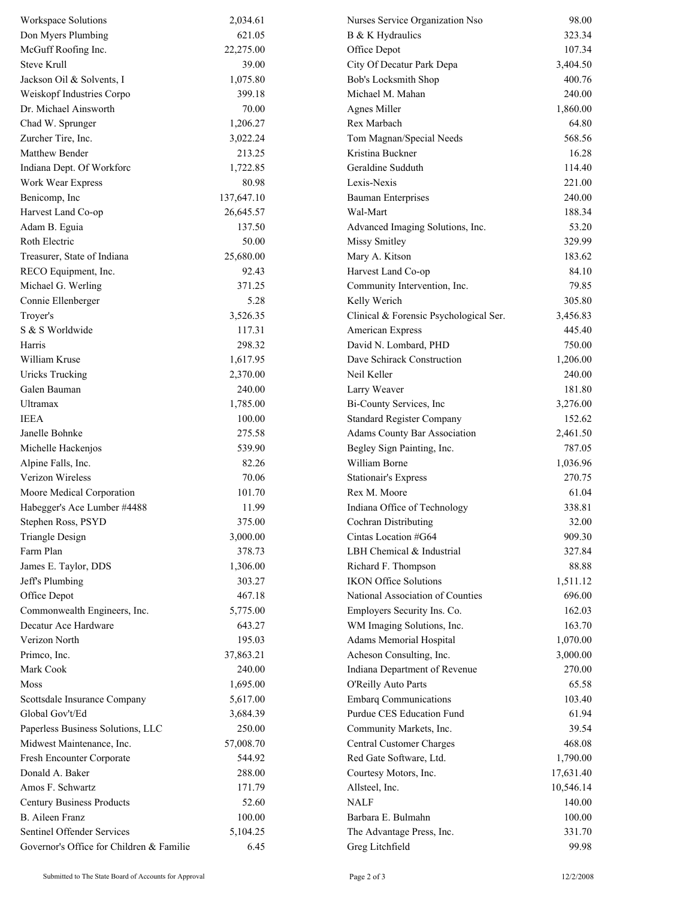| | | | |
|---|---|---|---|
| Workspace Solutions | 2,034.61 | Nurses Service Organization Nso | 98.00 |
| Don Myers Plumbing | 621.05 | B & K Hydraulics | 323.34 |
| McGuff Roofing Inc. | 22,275.00 | Office Depot | 107.34 |
| Steve Krull | 39.00 | City Of Decatur Park Depa | 3,404.50 |
| Jackson Oil & Solvents, I | 1,075.80 | Bob's Locksmith Shop | 400.76 |
| Weiskopf Industries Corpo | 399.18 | Michael M. Mahan | 240.00 |
| Dr. Michael Ainsworth | 70.00 | Agnes Miller | 1,860.00 |
| Chad W. Sprunger | 1,206.27 | Rex Marbach | 64.80 |
| Zurcher Tire, Inc. | 3,022.24 | Tom Magnan/Special Needs | 568.56 |
| Matthew Bender | 213.25 | Kristina Buckner | 16.28 |
| Indiana Dept. Of Workforc | 1,722.85 | Geraldine Sudduth | 114.40 |
| Work Wear Express | 80.98 | Lexis-Nexis | 221.00 |
| Benicomp, Inc | 137,647.10 | Bauman Enterprises | 240.00 |
| Harvest Land Co-op | 26,645.57 | Wal-Mart | 188.34 |
| Adam B. Eguia | 137.50 | Advanced Imaging Solutions, Inc. | 53.20 |
| Roth Electric | 50.00 | Missy Smitley | 329.99 |
| Treasurer, State of Indiana | 25,680.00 | Mary A. Kitson | 183.62 |
| RECO Equipment, Inc. | 92.43 | Harvest Land Co-op | 84.10 |
| Michael G. Werling | 371.25 | Community Intervention, Inc. | 79.85 |
| Connie Ellenberger | 5.28 | Kelly Werich | 305.80 |
| Troyer's | 3,526.35 | Clinical & Forensic Psychological Ser. | 3,456.83 |
| S & S Worldwide | 117.31 | American Express | 445.40 |
| Harris | 298.32 | David N. Lombard, PHD | 750.00 |
| William Kruse | 1,617.95 | Dave Schirack Construction | 1,206.00 |
| Uricks Trucking | 2,370.00 | Neil Keller | 240.00 |
| Galen Bauman | 240.00 | Larry Weaver | 181.80 |
| Ultramax | 1,785.00 | Bi-County Services, Inc | 3,276.00 |
| IEEA | 100.00 | Standard Register Company | 152.62 |
| Janelle Bohnke | 275.58 | Adams County Bar Association | 2,461.50 |
| Michelle Hackenjos | 539.90 | Begley Sign Painting, Inc. | 787.05 |
| Alpine Falls, Inc. | 82.26 | William Borne | 1,036.96 |
| Verizon Wireless | 70.06 | Stationair's Express | 270.75 |
| Moore Medical Corporation | 101.70 | Rex M. Moore | 61.04 |
| Habegger's Ace Lumber #4488 | 11.99 | Indiana Office of Technology | 338.81 |
| Stephen Ross, PSYD | 375.00 | Cochran Distributing | 32.00 |
| Triangle Design | 3,000.00 | Cintas Location #G64 | 909.30 |
| Farm Plan | 378.73 | LBH Chemical & Industrial | 327.84 |
| James E. Taylor, DDS | 1,306.00 | Richard F. Thompson | 88.88 |
| Jeff's Plumbing | 303.27 | IKON Office Solutions | 1,511.12 |
| Office Depot | 467.18 | National Association of Counties | 696.00 |
| Commonwealth Engineers, Inc. | 5,775.00 | Employers Security Ins. Co. | 162.03 |
| Decatur Ace Hardware | 643.27 | WM Imaging Solutions, Inc. | 163.70 |
| Verizon North | 195.03 | Adams Memorial Hospital | 1,070.00 |
| Primco, Inc. | 37,863.21 | Acheson Consulting, Inc. | 3,000.00 |
| Mark Cook | 240.00 | Indiana Department of Revenue | 270.00 |
| Moss | 1,695.00 | O'Reilly Auto Parts | 65.58 |
| Scottsdale Insurance Company | 5,617.00 | Embarq Communications | 103.40 |
| Global Gov't/Ed | 3,684.39 | Purdue CES Education Fund | 61.94 |
| Paperless Business Solutions, LLC | 250.00 | Community Markets, Inc. | 39.54 |
| Midwest Maintenance, Inc. | 57,008.70 | Central Customer Charges | 468.08 |
| Fresh Encounter Corporate | 544.92 | Red Gate Software, Ltd. | 1,790.00 |
| Donald A. Baker | 288.00 | Courtesy Motors, Inc. | 17,631.40 |
| Amos F. Schwartz | 171.79 | Allsteel, Inc. | 10,546.14 |
| Century Business Products | 52.60 | NALF | 140.00 |
| B. Aileen Franz | 100.00 | Barbara E. Bulmahn | 100.00 |
| Sentinel Offender Services | 5,104.25 | The Advantage Press, Inc. | 331.70 |
| Governor's Office for Children & Familie | 6.45 | Greg Litchfield | 99.98 |

Submitted to The State Board of Accounts for Approval 12/2/2008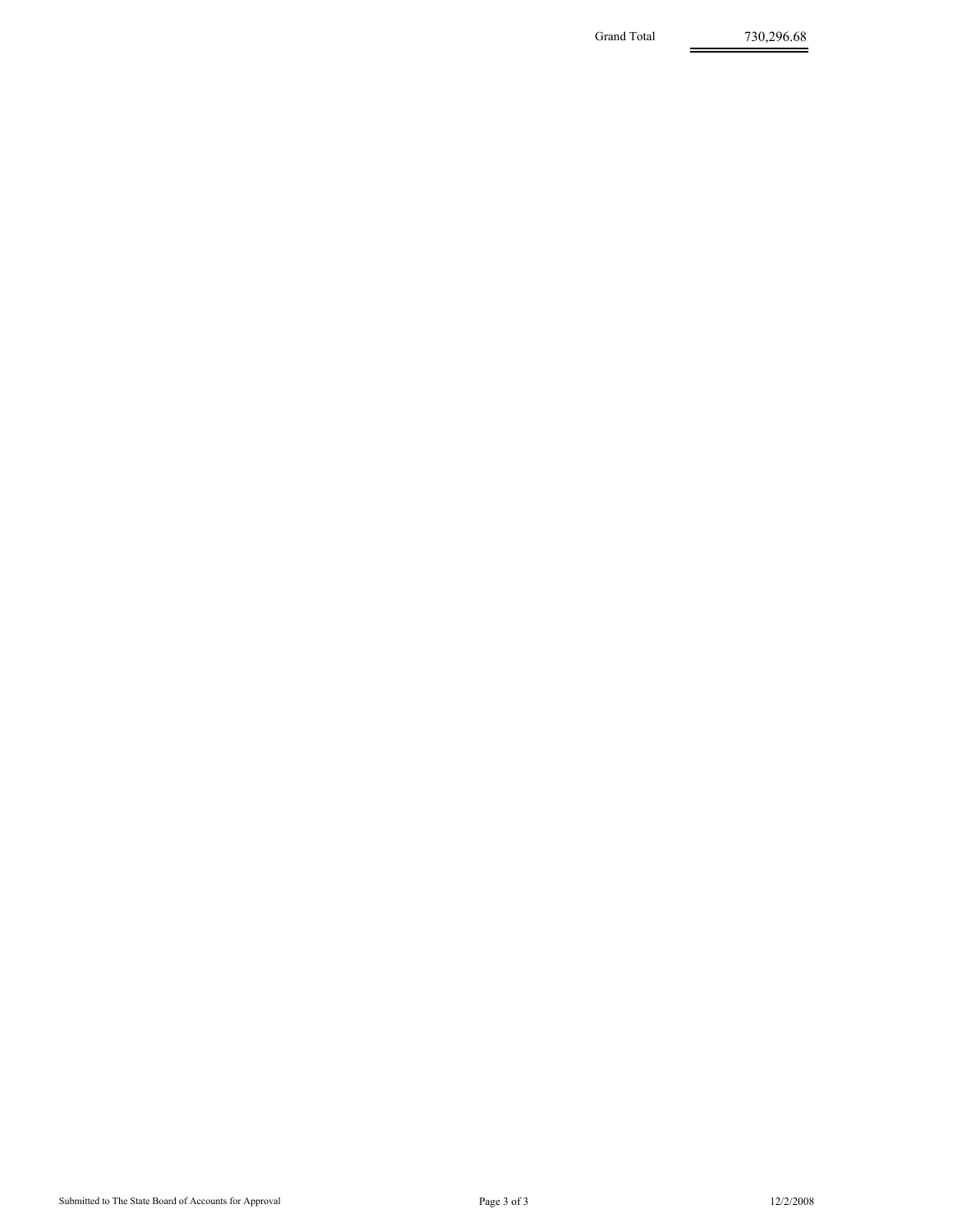| | |
|---|---|
| Grand Total | 730,296.68 |